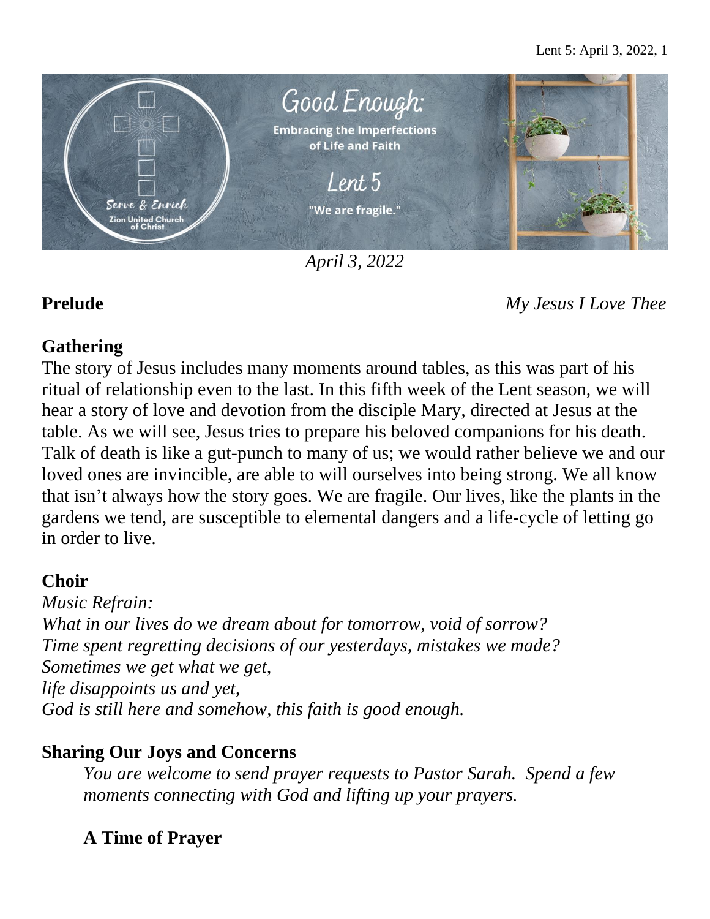# Good Enough:

**Embracing the Imperfections of Life and Faith**

Lent 5

**"We are fragile."**

Serve & Enrich
Zion United Church of Christ

*April 3, 2022*

**Prelude** *My Jesus I Love Thee*

## Gathering

The story of Jesus includes many moments around tables, as this was part of his ritual of relationship even to the last. In this fifth week of the Lent season, we will hear a story of love and devotion from the disciple Mary, directed at Jesus at the table. As we will see, Jesus tries to prepare his beloved companions for his death. Talk of death is like a gut-punch to many of us; we would rather believe we and our loved ones are invincible, are able to will ourselves into being strong. We all know that isn't always how the story goes. We are fragile. Our lives, like the plants in the gardens we tend, are susceptible to elemental dangers and a life-cycle of letting go in order to live.

## Choir

*Music Refrain:*
*What in our lives do we dream about for tomorrow, void of sorrow?*
*Time spent regretting decisions of our yesterdays, mistakes we made?*
*Sometimes we get what we get,*
*life disappoints us and yet,*
*God is still here and somehow, this faith is good enough.*

## Sharing Our Joys and Concerns

*You are welcome to send prayer requests to Pastor Sarah. Spend a few moments connecting with God and lifting up your prayers.*

### A Time of Prayer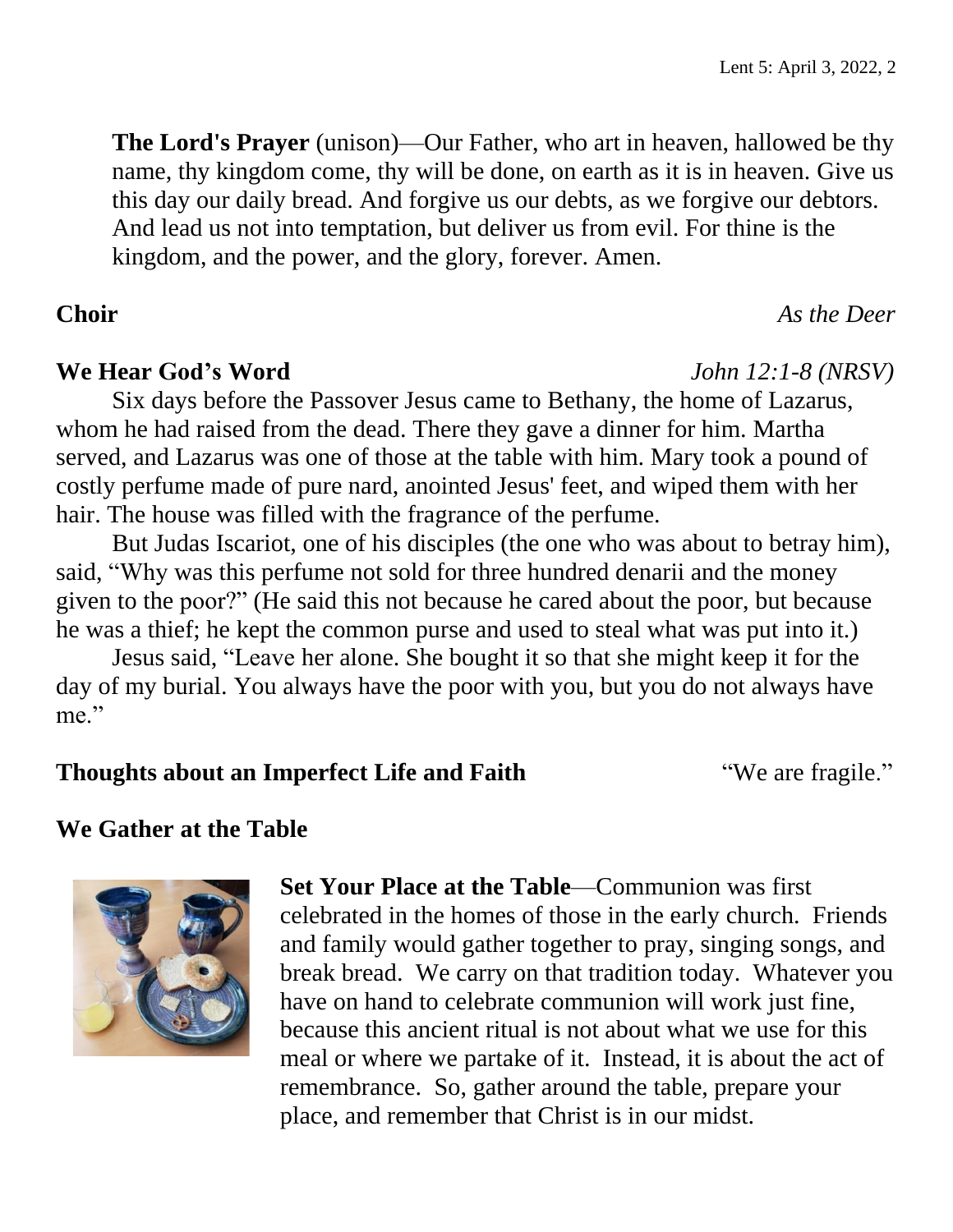**The Lord's Prayer** (unison)—Our Father, who art in heaven, hallowed be thy name, thy kingdom come, thy will be done, on earth as it is in heaven. Give us this day our daily bread. And forgive us our debts, as we forgive our debtors. And lead us not into temptation, but deliver us from evil. For thine is the kingdom, and the power, and the glory, forever. Amen.

**Choir** *As the Deer*

**We Hear God's Word** *John 12:1-8 (NRSV)*

Six days before the Passover Jesus came to Bethany, the home of Lazarus, whom he had raised from the dead. There they gave a dinner for him. Martha served, and Lazarus was one of those at the table with him. Mary took a pound of costly perfume made of pure nard, anointed Jesus' feet, and wiped them with her hair. The house was filled with the fragrance of the perfume.

But Judas Iscariot, one of his disciples (the one who was about to betray him), said, "Why was this perfume not sold for three hundred denarii and the money given to the poor?" (He said this not because he cared about the poor, but because he was a thief; he kept the common purse and used to steal what was put into it.)

Jesus said, "Leave her alone. She bought it so that she might keep it for the day of my burial. You always have the poor with you, but you do not always have me."

**Thoughts about an Imperfect Life and Faith** "We are fragile."

**We Gather at the Table**

**Set Your Place at the Table**—Communion was first celebrated in the homes of those in the early church. Friends and family would gather together to pray, singing songs, and break bread. We carry on that tradition today. Whatever you have on hand to celebrate communion will work just fine, because this ancient ritual is not about what we use for this meal or where we partake of it. Instead, it is about the act of remembrance. So, gather around the table, prepare your place, and remember that Christ is in our midst.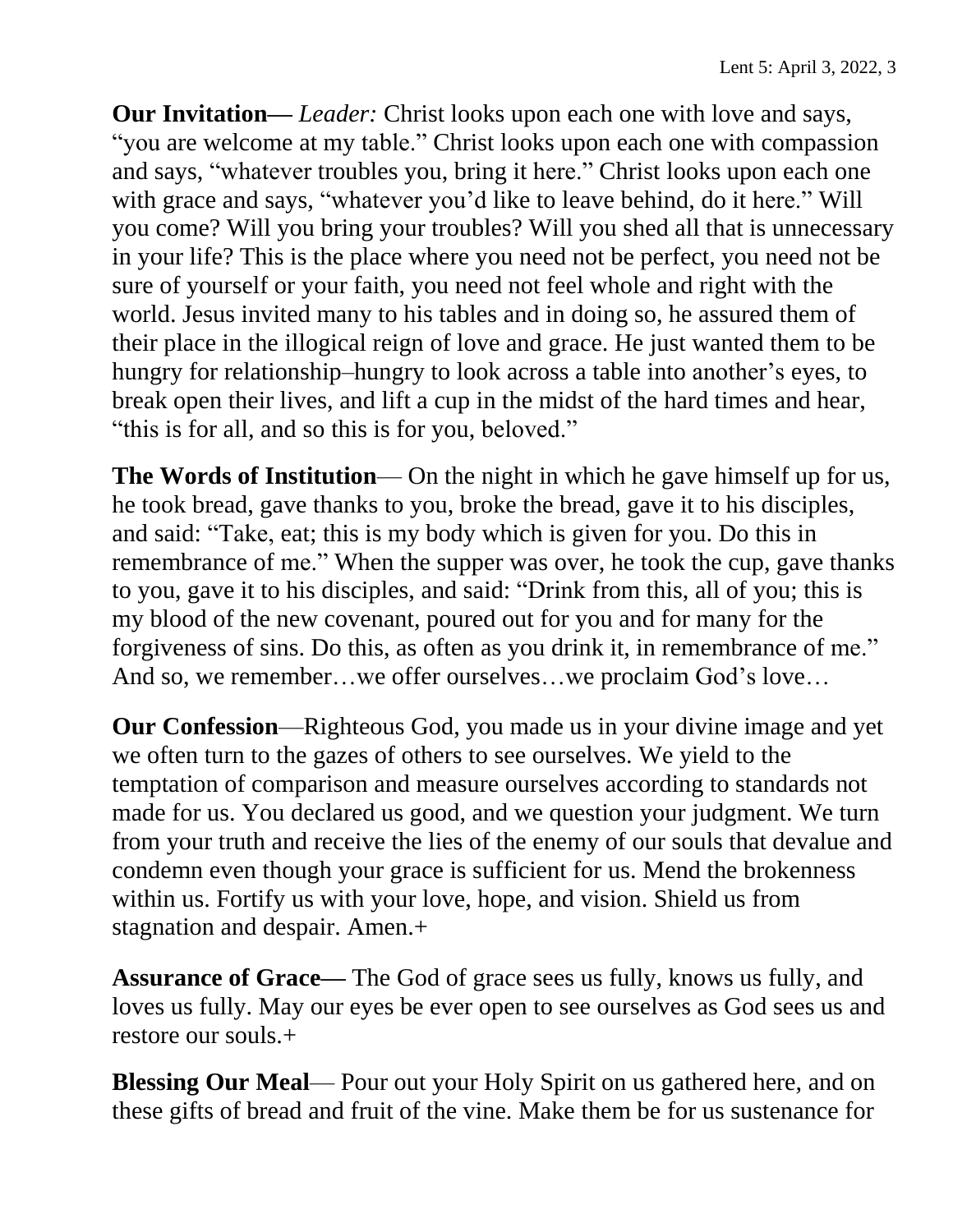**Our Invitation—** *Leader:* Christ looks upon each one with love and says, "you are welcome at my table." Christ looks upon each one with compassion and says, "whatever troubles you, bring it here." Christ looks upon each one with grace and says, "whatever you'd like to leave behind, do it here." Will you come? Will you bring your troubles? Will you shed all that is unnecessary in your life? This is the place where you need not be perfect, you need not be sure of yourself or your faith, you need not feel whole and right with the world. Jesus invited many to his tables and in doing so, he assured them of their place in the illogical reign of love and grace. He just wanted them to be hungry for relationship–hungry to look across a table into another's eyes, to break open their lives, and lift a cup in the midst of the hard times and hear, "this is for all, and so this is for you, beloved."

**The Words of Institution**— On the night in which he gave himself up for us, he took bread, gave thanks to you, broke the bread, gave it to his disciples, and said: "Take, eat; this is my body which is given for you. Do this in remembrance of me." When the supper was over, he took the cup, gave thanks to you, gave it to his disciples, and said: "Drink from this, all of you; this is my blood of the new covenant, poured out for you and for many for the forgiveness of sins. Do this, as often as you drink it, in remembrance of me." And so, we remember…we offer ourselves…we proclaim God's love…

**Our Confession**—Righteous God, you made us in your divine image and yet we often turn to the gazes of others to see ourselves. We yield to the temptation of comparison and measure ourselves according to standards not made for us. You declared us good, and we question your judgment. We turn from your truth and receive the lies of the enemy of our souls that devalue and condemn even though your grace is sufficient for us. Mend the brokenness within us. Fortify us with your love, hope, and vision. Shield us from stagnation and despair. Amen.+

**Assurance of Grace—** The God of grace sees us fully, knows us fully, and loves us fully. May our eyes be ever open to see ourselves as God sees us and restore our souls.+

**Blessing Our Meal**— Pour out your Holy Spirit on us gathered here, and on these gifts of bread and fruit of the vine. Make them be for us sustenance for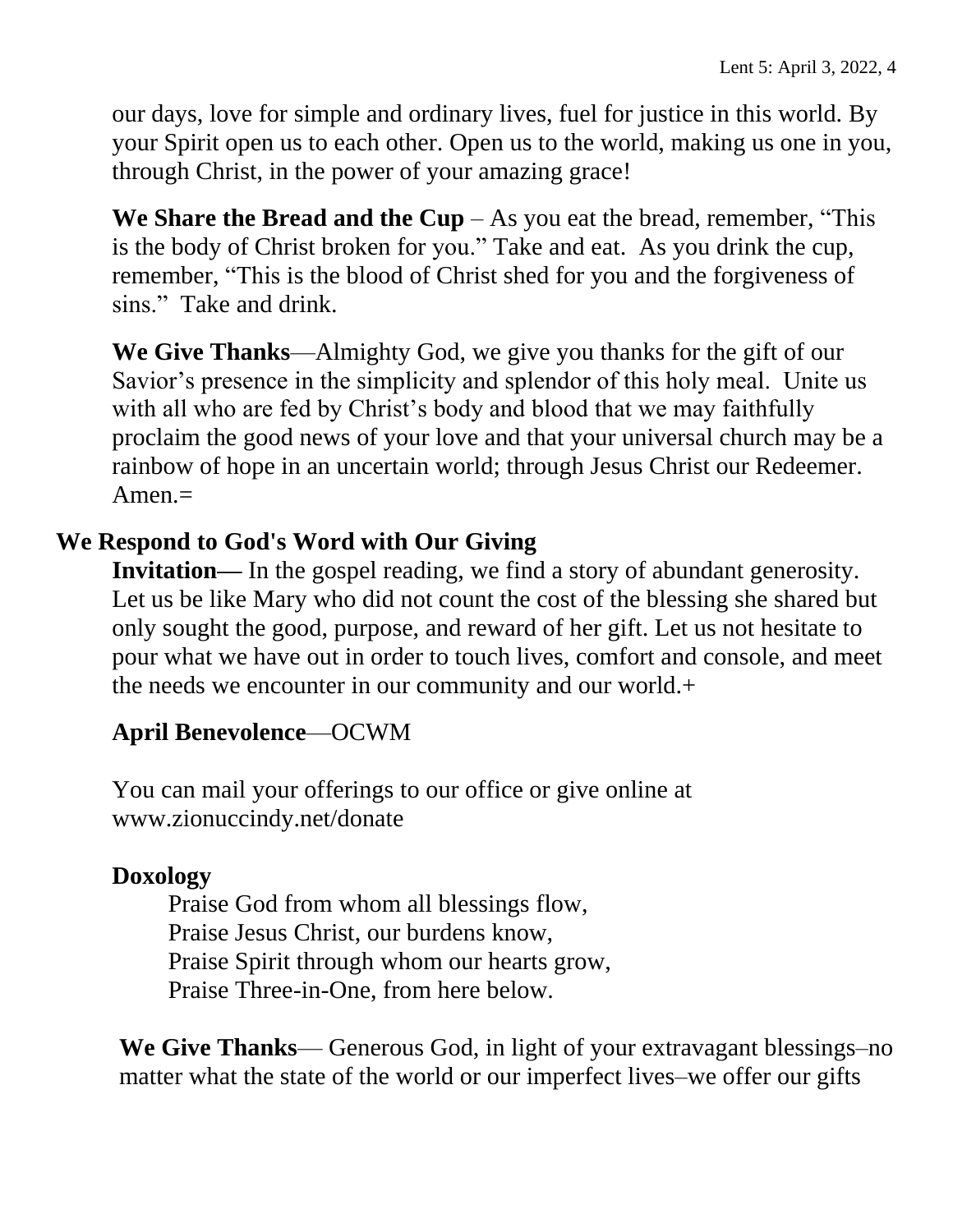our days, love for simple and ordinary lives, fuel for justice in this world. By your Spirit open us to each other. Open us to the world, making us one in you, through Christ, in the power of your amazing grace!

**We Share the Bread and the Cup** – As you eat the bread, remember, "This is the body of Christ broken for you." Take and eat. As you drink the cup, remember, "This is the blood of Christ shed for you and the forgiveness of sins." Take and drink.

**We Give Thanks**—Almighty God, we give you thanks for the gift of our Savior's presence in the simplicity and splendor of this holy meal. Unite us with all who are fed by Christ's body and blood that we may faithfully proclaim the good news of your love and that your universal church may be a rainbow of hope in an uncertain world; through Jesus Christ our Redeemer. Amen.=

## We Respond to God's Word with Our Giving

**Invitation—** In the gospel reading, we find a story of abundant generosity. Let us be like Mary who did not count the cost of the blessing she shared but only sought the good, purpose, and reward of her gift. Let us not hesitate to pour what we have out in order to touch lives, comfort and console, and meet the needs we encounter in our community and our world.+

**April Benevolence**—OCWM

You can mail your offerings to our office or give online at www.zionuccindy.net/donate

**Doxology**

Praise God from whom all blessings flow,
Praise Jesus Christ, our burdens know,
Praise Spirit through whom our hearts grow,
Praise Three-in-One, from here below.

**We Give Thanks**— Generous God, in light of your extravagant blessings–no matter what the state of the world or our imperfect lives–we offer our gifts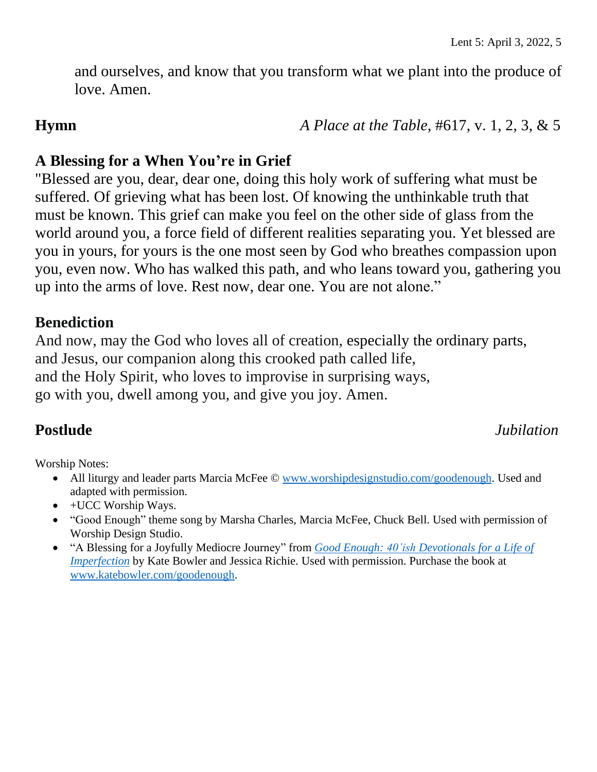and ourselves, and know that you transform what we plant into the produce of love. Amen.

**Hymn** *A Place at the Table*, #617, v. 1, 2, 3, & 5

**A Blessing for a When You're in Grief**

"Blessed are you, dear, dear one, doing this holy work of suffering what must be suffered. Of grieving what has been lost. Of knowing the unthinkable truth that must be known. This grief can make you feel on the other side of glass from the world around you, a force field of different realities separating you. Yet blessed are you in yours, for yours is the one most seen by God who breathes compassion upon you, even now. Who has walked this path, and who leans toward you, gathering you up into the arms of love. Rest now, dear one. You are not alone."

**Benediction**

And now, may the God who loves all of creation, especially the ordinary parts,
and Jesus, our companion along this crooked path called life,
and the Holy Spirit, who loves to improvise in surprising ways,
go with you, dwell among you, and give you joy. Amen.

**Postlude** *Jubilation*

Worship Notes:

- All liturgy and leader parts Marcia McFee © www.worshipdesignstudio.com/goodenough. Used and adapted with permission.
- +UCC Worship Ways.
- "Good Enough" theme song by Marsha Charles, Marcia McFee, Chuck Bell. Used with permission of Worship Design Studio.
- "A Blessing for a Joyfully Mediocre Journey" from *Good Enough: 40'ish Devotionals for a Life of Imperfection* by Kate Bowler and Jessica Richie. Used with permission. Purchase the book at www.katebowler.com/goodenough.